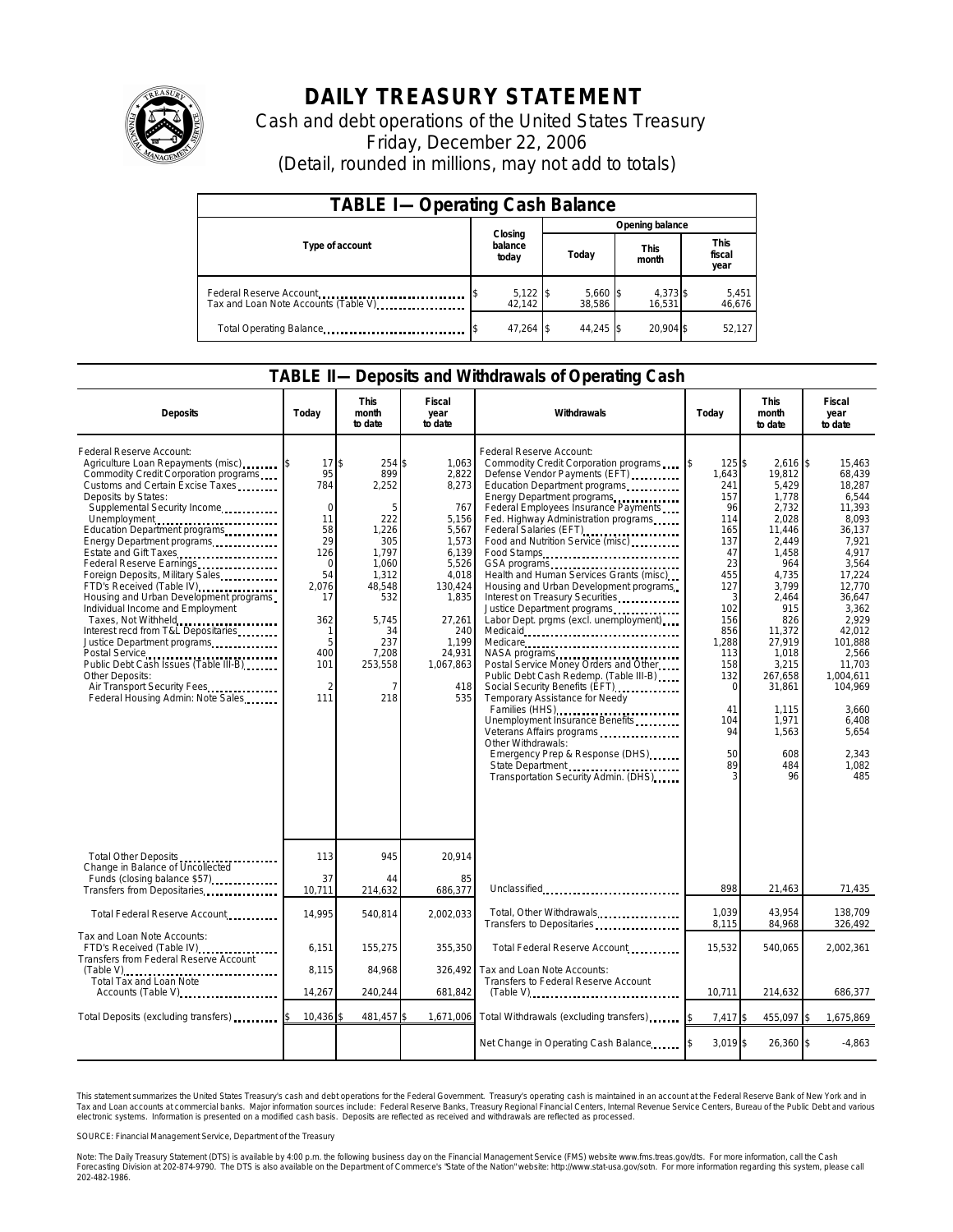# DAILY TREASURY STATEMENT

Cash and debt operations of the United States Treasury

Friday, December 22, 2006

(Detail, rounded in millions, may not add to totals)

## TABLE I—Operating Cash Balance

| Type of account | Closing balance today | Opening balance Today | Opening balance This month | Opening balance This fiscal year |
|---|---|---|---|---|
| Federal Reserve Account | $ 5,122 | $ 5,660 | $ 4,373 | $ 5,451 |
| Tax and Loan Note Accounts (Table V) | 42,142 | 38,586 | 16,531 | 46,676 |
| Total Operating Balance | $ 47,264 | $ 44,245 | $ 20,904 | $ 52,127 |

## TABLE II—Deposits and Withdrawals of Operating Cash

| Deposits | Today | This month to date | Fiscal year to date |
|---|---|---|---|
| Federal Reserve Account: | | | |
| Agriculture Loan Repayments (misc) | $ 17 | $ 254 | $ 1,063 |
| Commodity Credit Corporation programs | 95 | 899 | 2,822 |
| Customs and Certain Excise Taxes | 784 | 2,252 | 8,273 |
| Deposits by States: | | | |
| Supplemental Security Income | 0 | 5 | 767 |
| Unemployment | 11 | 222 | 5,156 |
| Education Department programs | 58 | 1,226 | 5,567 |
| Energy Department programs | 29 | 305 | 1,573 |
| Estate and Gift Taxes | 126 | 1,797 | 6,139 |
| Federal Reserve Earnings | 0 | 1,060 | 5,526 |
| Foreign Deposits, Military Sales | 54 | 1,312 | 4,018 |
| FTD's Received (Table IV) | 2,076 | 48,548 | 130,424 |
| Housing and Urban Development programs | 17 | 532 | 1,835 |
| Individual Income and Employment Taxes, Not Withheld | 362 | 5,745 | 27,261 |
| Interest recd from T&L Depositaries | 1 | 34 | 240 |
| Justice Department programs | 5 | 237 | 1,199 |
| Postal Service | 400 | 7,208 | 24,931 |
| Public Debt Cash Issues (Table III-B) | 101 | 253,558 | 1,067,863 |
| Other Deposits: | | | |
| Air Transport Security Fees | 2 | 7 | 418 |
| Federal Housing Admin: Note Sales | 111 | 218 | 535 |
| Total Other Deposits | 113 | 945 | 20,914 |
| Change in Balance of Uncollected Funds (closing balance $57) | 37 | 44 | 85 |
| Transfers from Depositaries | 10,711 | 214,632 | 686,377 |
| Total Federal Reserve Account | 14,995 | 540,814 | 2,002,033 |
| Tax and Loan Note Accounts: | | | |
| FTD's Received (Table IV) | 6,151 | 155,275 | 355,350 |
| Transfers from Federal Reserve Account (Table V) | 8,115 | 84,968 | 326,492 |
| Total Tax and Loan Note Accounts (Table V) | 14,267 | 240,244 | 681,842 |
| Total Deposits (excluding transfers) | $ 10,436 | $ 481,457 | $ 1,671,006 |

| Withdrawals | Today | This month to date | Fiscal year to date |
|---|---|---|---|
| Federal Reserve Account: | | | |
| Commodity Credit Corporation programs | $ 125 | $ 2,616 | $ 15,463 |
| Defense Vendor Payments (EFT) | 1,643 | 19,812 | 68,439 |
| Education Department programs | 241 | 5,429 | 18,287 |
| Energy Department programs | 157 | 1,778 | 6,544 |
| Federal Employees Insurance Payments | 96 | 2,732 | 11,393 |
| Fed. Highway Administration programs | 114 | 2,028 | 8,093 |
| Federal Salaries (EFT) | 165 | 11,446 | 36,137 |
| Food and Nutrition Service (misc) | 137 | 2,449 | 7,921 |
| Food Stamps | 47 | 1,458 | 4,917 |
| GSA programs | 23 | 964 | 3,564 |
| Health and Human Services Grants (misc) | 455 | 4,735 | 17,224 |
| Housing and Urban Development programs | 127 | 3,799 | 12,770 |
| Interest on Treasury Securities | 3 | 2,464 | 36,647 |
| Justice Department programs | 102 | 915 | 3,362 |
| Labor Dept. prgms (excl. unemployment) | 156 | 826 | 2,929 |
| Medicaid | 856 | 11,372 | 42,012 |
| Medicare | 1,288 | 27,919 | 101,888 |
| NASA programs | 113 | 1,018 | 2,566 |
| Postal Service Money Orders and Other | 158 | 3,215 | 11,703 |
| Public Debt Cash Redemp. (Table III-B) | 132 | 267,658 | 1,004,611 |
| Social Security Benefits (EFT) | 0 | 31,861 | 104,969 |
| Temporary Assistance for Needy Families (HHS) | 41 | 1,115 | 3,660 |
| Unemployment Insurance Benefits | 104 | 1,971 | 6,408 |
| Veterans Affairs programs | 94 | 1,563 | 5,654 |
| Other Withdrawals: | | | |
| Emergency Prep & Response (DHS) | 50 | 608 | 2,343 |
| State Department | 89 | 484 | 1,082 |
| Transportation Security Admin. (DHS) | 3 | 96 | 485 |
| Unclassified | 898 | 21,463 | 71,435 |
| Total, Other Withdrawals | 1,039 | 43,954 | 138,709 |
| Transfers to Depositaries | 8,115 | 84,968 | 326,492 |
| Total Federal Reserve Account | 15,532 | 540,065 | 2,002,361 |
| Tax and Loan Note Accounts: | | | |
| Transfers to Federal Reserve Account (Table V) | 10,711 | 214,632 | 686,377 |
| Total Withdrawals (excluding transfers) | $ 7,417 | $ 455,097 | $ 1,675,869 |
| Net Change in Operating Cash Balance | $ 3,019 | $ 26,360 | $ -4,863 |

This statement summarizes the United States Treasury's cash and debt operations for the Federal Government. Treasury's operating cash is maintained in an account at the Federal Reserve Bank of New York and in Tax and Loan accounts at commercial banks. Major information sources include: Federal Reserve Banks, Treasury Regional Financial Centers, Internal Revenue Service Centers, Bureau of the Public Debt and various electronic systems. Information is presented on a modified cash basis. Deposits are reflected as received and withdrawals are reflected as processed.

SOURCE: Financial Management Service, Department of the Treasury

Note: The Daily Treasury Statement (DTS) is available by 4:00 p.m. the following business day on the Financial Management Service (FMS) website www.fms.treas.gov/dts. For more information, call the Cash Forecasting Division at 202-874-9790. The DTS is also available on the Department of Commerce's "State of the Nation" website: http://www.stat-usa.gov/sotn. For more information regarding this system, please call 202-482-1986.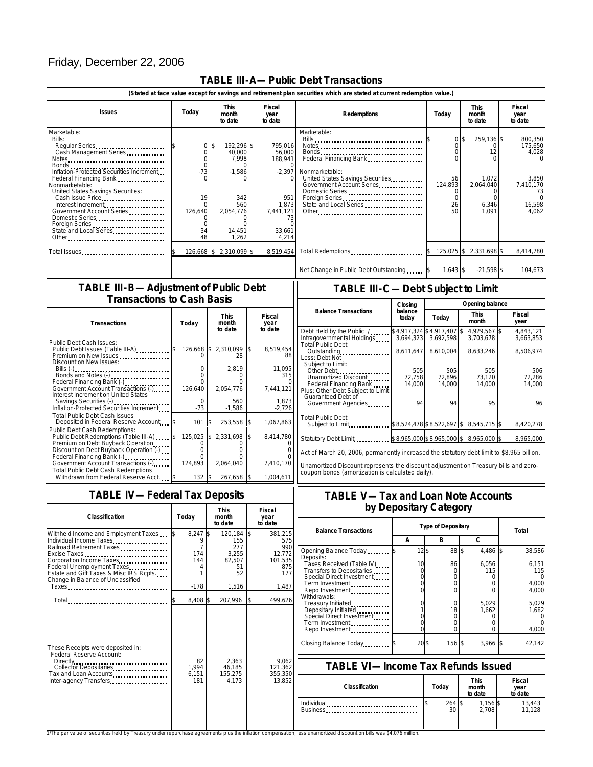Friday, December 22, 2006

## TABLE III-A— Public Debt Transactions

(Stated at face value except for savings and retirement plan securities which are stated at current redemption value.)

| Issues | Today | This month to date | Fiscal year to date |
|---|---|---|---|
| Marketable: | | | |
| Bills: | | | |
| Regular Series | $ 0 | $ 192,296 | $ 795,016 |
| Cash Management Series | 0 | 40,000 | 56,000 |
| Notes | 0 | 7,998 | 188,941 |
| Bonds | 0 | 0 | 0 |
| Inflation-Protected Securities Increment | -73 | -1,586 | -2,397 |
| Federal Financing Bank | 0 | 0 | 0 |
| Nonmarketable: | | | |
| United States Savings Securities: | | | |
| Cash Issue Price | 19 | 342 | 951 |
| Interest Increment | 0 | 560 | 1,873 |
| Government Account Series | 126,640 | 2,054,776 | 7,441,121 |
| Domestic Series | 0 | 0 | 73 |
| Foreign Series | 0 | 0 | 0 |
| State and Local Series | 34 | 14,451 | 33,661 |
| Other | 48 | 1,262 | 4,214 |
| Total Issues | $ 126,668 | $ 2,310,099 | $ 8,519,454 |

| Redemptions | Today | This month to date | Fiscal year to date |
|---|---|---|---|
| Marketable: | | | |
| Bills | $ 0 | $ 259,136 | $ 800,350 |
| Notes | 0 | 0 | 175,650 |
| Bonds | 0 | 12 | 4,028 |
| Federal Financing Bank | 0 | 0 | 0 |
| Nonmarketable: | | | |
| United States Savings Securities | 56 | 1,072 | 3,850 |
| Government Account Series | 124,893 | 2,064,040 | 7,410,170 |
| Domestic Series | 0 | 0 | 73 |
| Foreign Series | 0 | 0 | 0 |
| State and Local Series | 26 | 6,346 | 16,598 |
| Other | 50 | 1,091 | 4,062 |
| Total Redemptions | $ 125,025 | $ 2,331,698 | $ 8,414,780 |
| Net Change in Public Debt Outstanding | $ 1,643 | $ -21,598 | $ 104,673 |

## TABLE III-B— Adjustment of Public Debt Transactions to Cash Basis

| Transactions | Today | This month to date | Fiscal year to date |
|---|---|---|---|
| Public Debt Cash Issues: | | | |
| Public Debt Issues (Table III-A) | $ 126,668 | $ 2,310,099 | $ 8,519,454 |
| Premium on New Issues | 0 | 28 | 88 |
| Discount on New Issues: | | | |
| Bills (-) | 0 | 2,819 | 11,095 |
| Bonds and Notes (-) | 0 | 0 | 315 |
| Federal Financing Bank (-) | 0 | 0 | 0 |
| Government Account Transactions (-) | 126,640 | 2,054,776 | 7,441,121 |
| Interest Increment on United States Savings Securities (-) | 0 | 560 | 1,873 |
| Inflation-Protected Securities Increment | -73 | -1,586 | -2,726 |
| Total Public Debt Cash Issues Deposited in Federal Reserve Account | $ 101 | $ 253,558 | $ 1,067,863 |
| Public Debt Cash Redemptions: | | | |
| Public Debt Redemptions (Table III-A) | $ 125,025 | $ 2,331,698 | $ 8,414,780 |
| Premium on Debt Buyback Operation | 0 | 0 | 0 |
| Discount on Debt Buyback Operation (-) | 0 | 0 | 0 |
| Federal Financing Bank (-) | 0 | 0 | 0 |
| Government Account Transactions (-) | 124,893 | 2,064,040 | 7,410,170 |
| Total Public Debt Cash Redemptions Withdrawn from Federal Reserve Acct. | $ 132 | $ 267,658 | $ 1,004,611 |

## TABLE III-C— Debt Subject to Limit

| Balance Transactions | Closing balance today | Opening balance Today | Opening balance This month | Opening balance Fiscal year |
|---|---|---|---|---|
| Debt Held by the Public 1/ | $ 4,917,324 | $ 4,917,407 | $ 4,929,567 | $ 4,843,121 |
| Intragovernmental Holdings | 3,694,323 | 3,692,598 | 3,703,678 | 3,663,853 |
| Total Public Debt Outstanding | 8,611,647 | 8,610,004 | 8,633,246 | 8,506,974 |
| Less: Debt Not Subject to Limit: | | | | |
| Other Debt | 505 | 505 | 505 | 506 |
| Unamortized Discount | 72,758 | 72,896 | 73,120 | 72,286 |
| Federal Financing Bank | 14,000 | 14,000 | 14,000 | 14,000 |
| Plus: Other Debt Subject to Limit Guaranteed Debt of Government Agencies | 94 | 94 | 95 | 96 |
| Total Public Debt Subject to Limit | $ 8,524,478 | $ 8,522,697 | $ 8,545,715 | $ 8,420,278 |
| Statutory Debt Limit | $ 8,965,000 | $ 8,965,000 | $ 8,965,000 | $ 8,965,000 |

Act of March 20, 2006, permanently increased the statutory debt limit to $8,965 billion.

Unamortized Discount represents the discount adjustment on Treasury bills and zero-coupon bonds (amortization is calculated daily).

## TABLE IV— Federal Tax Deposits

| Classification | Today | This month to date | Fiscal year to date |
|---|---|---|---|
| Withheld Income and Employment Taxes | $ 8,247 | $ 120,184 | $ 381,215 |
| Individual Income Taxes | 9 | 155 | 575 |
| Railroad Retirement Taxes | 7 | 277 | 990 |
| Excise Taxes | 174 | 3,255 | 12,772 |
| Corporation Income Taxes | 144 | 82,507 | 101,535 |
| Federal Unemployment Taxes | 4 | 51 | 875 |
| Estate and Gift Taxes & Misc IRS Rcpts. | 1 | 52 | 177 |
| Change in Balance of Unclassified Taxes | -178 | 1,516 | 1,487 |
| Total | $ 8,408 | $ 207,996 | $ 499,626 |
| These Receipts were deposited in: | | | |
| Federal Reserve Account: | | | |
| Directly | 82 | 2,363 | 9,062 |
| Collector Depositaries | 1,994 | 46,185 | 121,362 |
| Tax and Loan Accounts | 6,151 | 155,275 | 355,350 |
| Inter-agency Transfers | 181 | 4,173 | 13,852 |

## TABLE V— Tax and Loan Note Accounts by Depositary Category

| Balance Transactions | Type of Depositary A | B | C | Total |
|---|---|---|---|---|
| Opening Balance Today | $ 12 | $ 88 | $ 4,486 | $ 38,586 |
| Deposits: | | | | |
| Taxes Received (Table IV) | 10 | 86 | 6,056 | 6,151 |
| Transfers to Depositaries | 0 | 0 | 115 | 115 |
| Special Direct Investment | 0 | 0 | 0 | 0 |
| Term Investment | 0 | 0 | 0 | 4,000 |
| Repo Investment | 0 | 0 | 0 | 4,000 |
| Withdrawals: | | | | |
| Treasury Initiated | 0 | 0 | 5,029 | 5,029 |
| Depositary Initiated | 1 | 18 | 1,662 | 1,682 |
| Special Direct Investment | 0 | 0 | 0 | 0 |
| Term Investment | 0 | 0 | 0 | 0 |
| Repo Investment | 0 | 0 | 0 | 4,000 |
| Closing Balance Today | $ 20 | $ 156 | $ 3,966 | $ 42,142 |

## TABLE VI— Income Tax Refunds Issued

| Classification | Today | This month to date | Fiscal year to date |
|---|---|---|---|
| Individual | $ 264 | $ 1,156 | $ 13,443 |
| Business | 30 | 2,708 | 11,128 |

1/The par value of securities held by Treasury under repurchase agreements plus the inflation compensation, less unamortized discount on bills was $4,076 million.